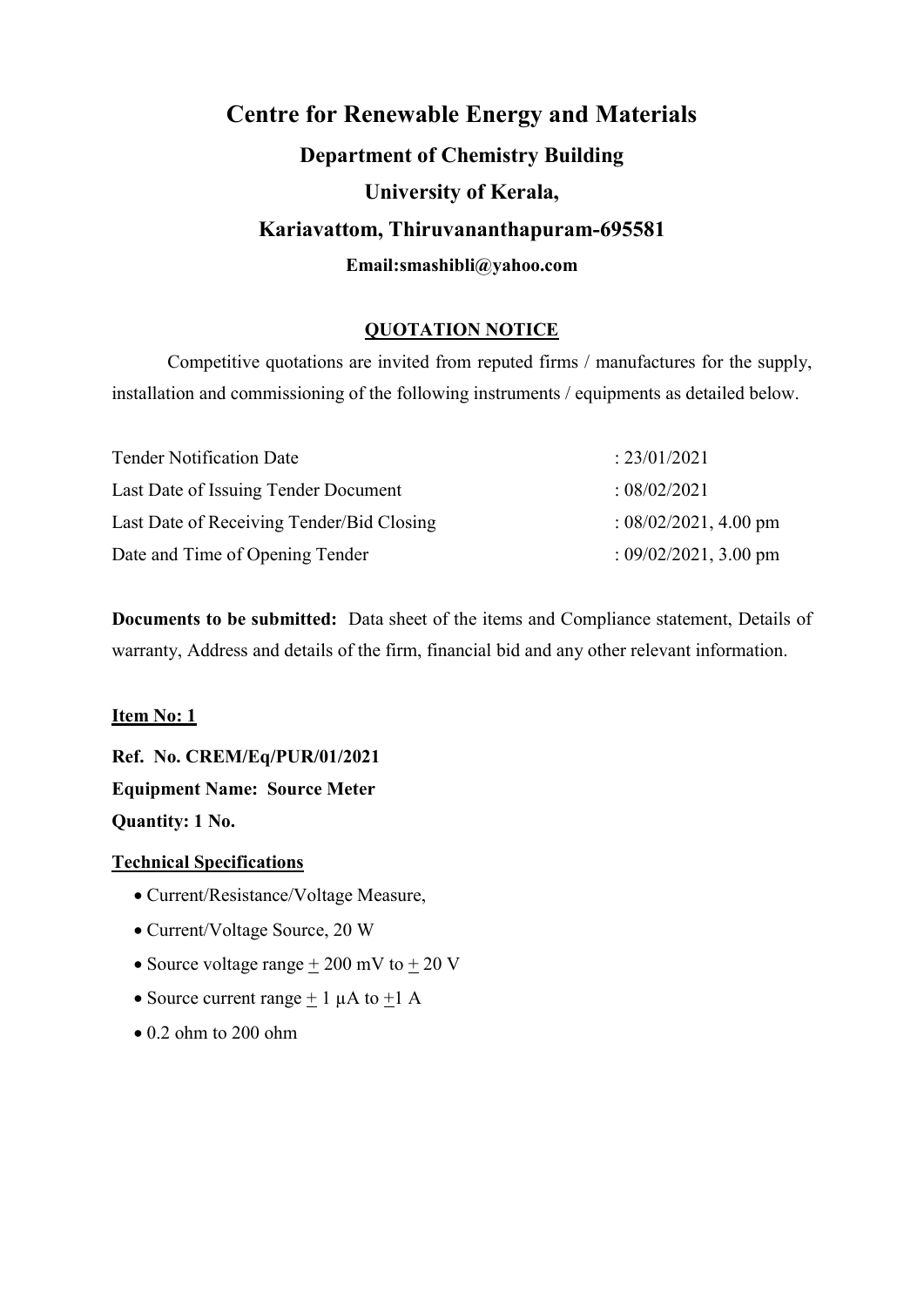# Centre for Renewable Energy and Materials

## Department of Chemistry Building

## University of Kerala,

## Kariavattom, Thiruvananthapuram-695581

**Email:smashibli@yahoo.com**

**QUOTATION NOTICE**

Competitive quotations are invited from reputed firms / manufactures for the supply, installation and commissioning of the following instruments / equipments as detailed below.

| | |
|---|---|
| Tender Notification Date | : 23/01/2021 |
| Last Date of Issuing Tender Document | : 08/02/2021 |
| Last Date of Receiving Tender/Bid Closing | : 08/02/2021, 4.00 pm |
| Date and Time of Opening Tender | : 09/02/2021, 3.00 pm |

**Documents to be submitted:** Data sheet of the items and Compliance statement, Details of warranty, Address and details of the firm, financial bid and any other relevant information.

**Item No: 1**

**Ref. No. CREM/Eq/PUR/01/2021**

**Equipment Name: Source Meter**

**Quantity: 1 No.**

**Technical Specifications**

- Current/Resistance/Voltage Measure,
- Current/Voltage Source, 20 W
- Source voltage range ± 200 mV to ± 20 V
- Source current range ± 1 μA to ±1 A
- 0.2 ohm to 200 ohm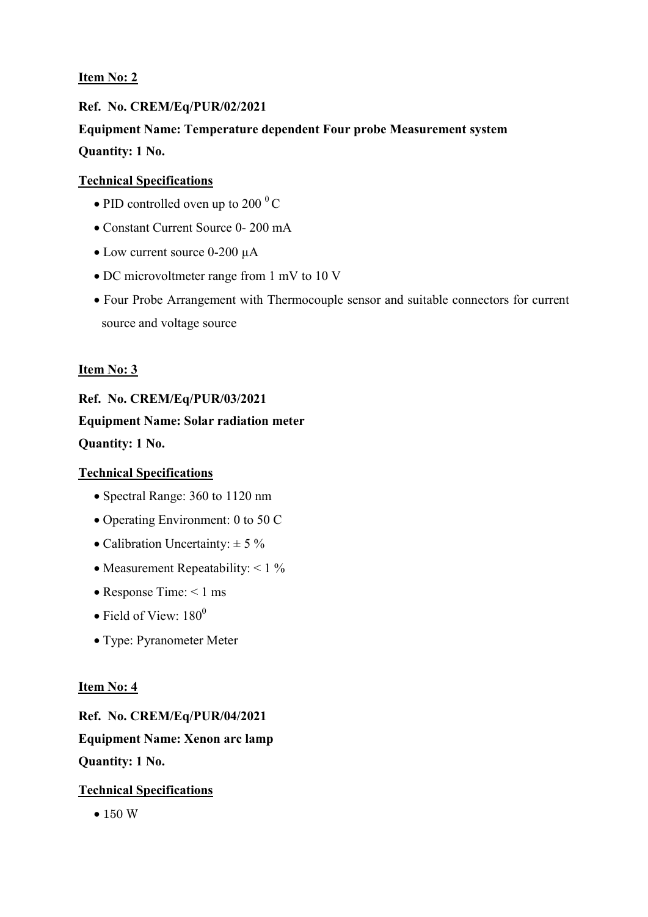**Item No: 2**

**Ref. No. CREM/Eq/PUR/02/2021**

**Equipment Name: Temperature dependent Four probe Measurement system**

**Quantity: 1 No.**

**Technical Specifications**

- PID controlled oven up to 200 $^{0}$C
- Constant Current Source 0- 200 mA
- Low current source 0-200 μA
- DC microvoltmeter range from 1 mV to 10 V
- Four Probe Arrangement with Thermocouple sensor and suitable connectors for current source and voltage source

**Item No: 3**

**Ref. No. CREM/Eq/PUR/03/2021**

**Equipment Name: Solar radiation meter**

**Quantity: 1 No.**

**Technical Specifications**

- Spectral Range: 360 to 1120 nm
- Operating Environment: 0 to 50 C
- Calibration Uncertainty: ± 5 %
- Measurement Repeatability: < 1 %
- Response Time: < 1 ms
- Field of View: $180^{0}$
- Type: Pyranometer Meter

**Item No: 4**

**Ref. No. CREM/Eq/PUR/04/2021**

**Equipment Name: Xenon arc lamp**

**Quantity: 1 No.**

**Technical Specifications**

- 150 W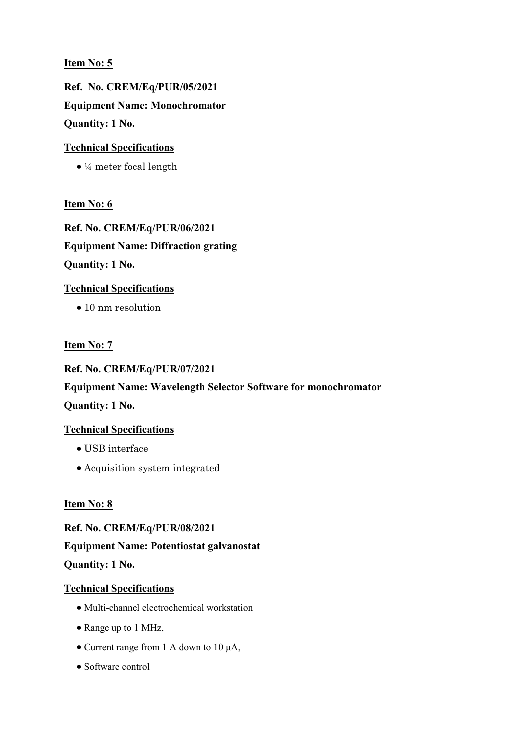**Item No: 5**

**Ref. No. CREM/Eq/PUR/05/2021**

**Equipment Name: Monochromator**

**Quantity: 1 No.**

**Technical Specifications**

- ¼ meter focal length

**Item No: 6**

**Ref. No. CREM/Eq/PUR/06/2021**

**Equipment Name: Diffraction grating**

**Quantity: 1 No.**

**Technical Specifications**

- 10 nm resolution

**Item No: 7**

**Ref. No. CREM/Eq/PUR/07/2021**

**Equipment Name: Wavelength Selector Software for monochromator**

**Quantity: 1 No.**

**Technical Specifications**

- USB interface
- Acquisition system integrated

**Item No: 8**

**Ref. No. CREM/Eq/PUR/08/2021**

**Equipment Name: Potentiostat galvanostat**

**Quantity: 1 No.**

**Technical Specifications**

- Multi-channel electrochemical workstation
- Range up to 1 MHz,
- Current range from 1 A down to 10 μA,
- Software control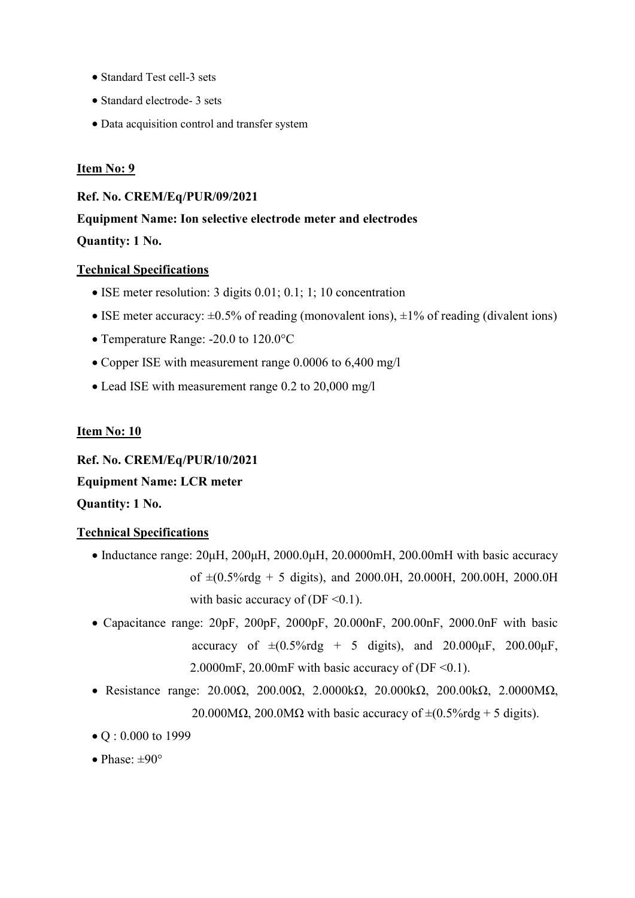- Standard Test cell-3 sets
- Standard electrode- 3 sets
- Data acquisition control and transfer system

**Item No: 9**

**Ref. No. CREM/Eq/PUR/09/2021**

**Equipment Name: Ion selective electrode meter and electrodes**

**Quantity: 1 No.**

**Technical Specifications**

- ISE meter resolution: 3 digits 0.01; 0.1; 1; 10 concentration
- ISE meter accuracy: ±0.5% of reading (monovalent ions), ±1% of reading (divalent ions)
- Temperature Range: -20.0 to 120.0°C
- Copper ISE with measurement range 0.0006 to 6,400 mg/l
- Lead ISE with measurement range 0.2 to 20,000 mg/l

**Item No: 10**

**Ref. No. CREM/Eq/PUR/10/2021**

**Equipment Name: LCR meter**

**Quantity: 1 No.**

**Technical Specifications**

- Inductance range: 20μH, 200μH, 2000.0μH, 20.0000mH, 200.00mH with basic accuracy of ±(0.5%rdg + 5 digits), and 2000.0H, 20.000H, 200.00H, 2000.0H with basic accuracy of (DF <0.1).
- Capacitance range: 20pF, 200pF, 2000pF, 20.000nF, 200.00nF, 2000.0nF with basic accuracy of ±(0.5%rdg + 5 digits), and 20.000μF, 200.00μF, 2.0000mF, 20.00mF with basic accuracy of (DF <0.1).
- Resistance range: 20.00Ω, 200.00Ω, 2.0000kΩ, 20.000kΩ, 200.00kΩ, 2.0000MΩ, 20.000MΩ, 200.0MΩ with basic accuracy of ±(0.5%rdg + 5 digits).
- Q : 0.000 to 1999
- Phase: ±90°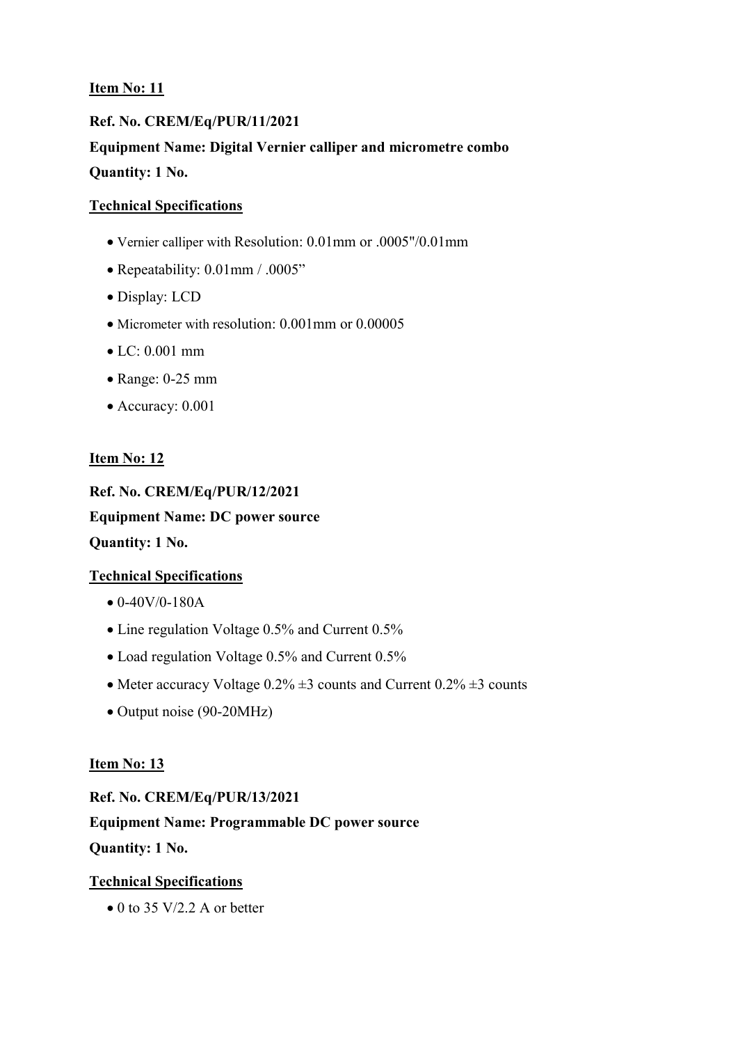**Item No: 11**

**Ref. No. CREM/Eq/PUR/11/2021**

**Equipment Name: Digital Vernier calliper and micrometre combo**

**Quantity: 1 No.**

**Technical Specifications**

- Vernier calliper with Resolution: 0.01mm or .0005"/0.01mm
- Repeatability: 0.01mm / .0005"
- Display: LCD
- Micrometer with resolution: 0.001mm or 0.00005
- LC: 0.001 mm
- Range: 0-25 mm
- Accuracy: 0.001

**Item No: 12**

**Ref. No. CREM/Eq/PUR/12/2021**

**Equipment Name: DC power source**

**Quantity: 1 No.**

**Technical Specifications**

- 0-40V/0-180A
- Line regulation Voltage 0.5% and Current 0.5%
- Load regulation Voltage 0.5% and Current 0.5%
- Meter accuracy Voltage 0.2% ±3 counts and Current 0.2% ±3 counts
- Output noise (90-20MHz)

**Item No: 13**

**Ref. No. CREM/Eq/PUR/13/2021**

**Equipment Name: Programmable DC power source**

**Quantity: 1 No.**

**Technical Specifications**

- 0 to 35 V/2.2 A or better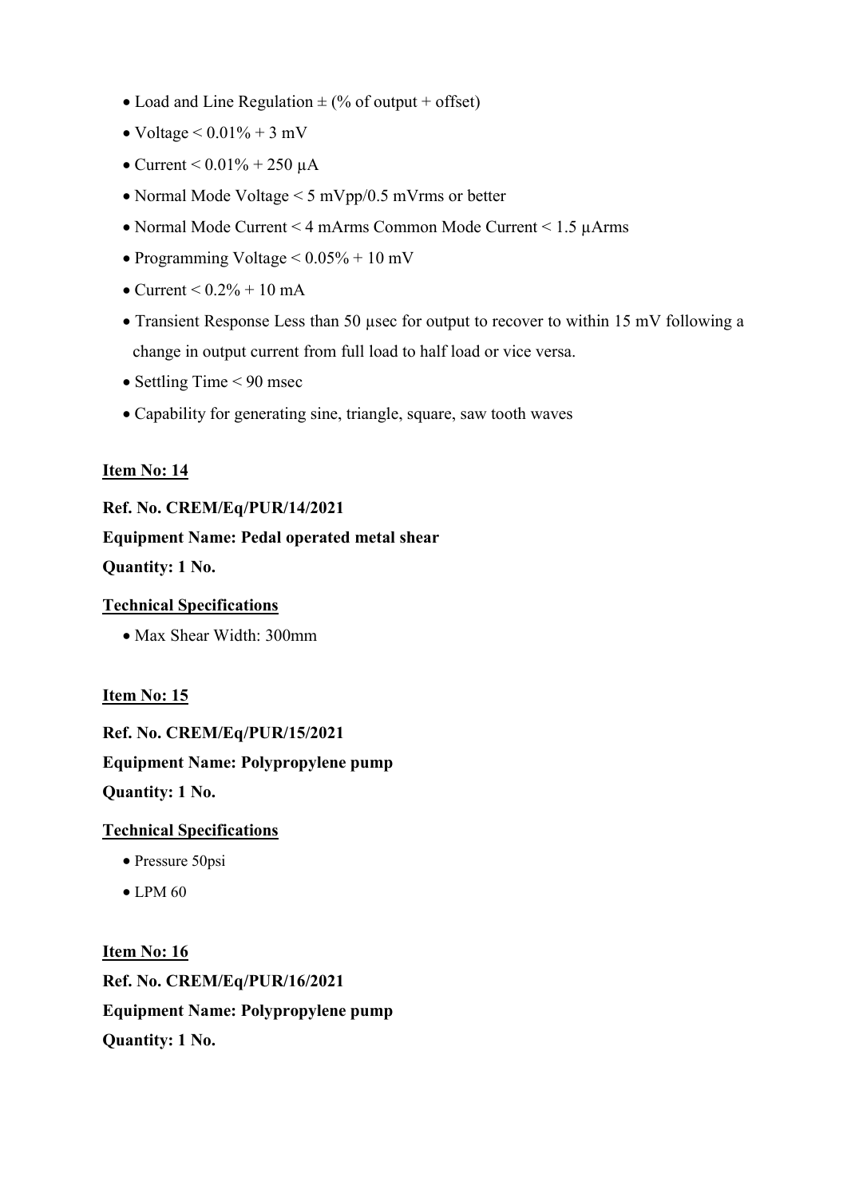- Load and Line Regulation ± (% of output + offset)
- Voltage < 0.01% + 3 mV
- Current < 0.01% + 250 μA
- Normal Mode Voltage < 5 mVpp/0.5 mVrms or better
- Normal Mode Current < 4 mArms Common Mode Current < 1.5 μArms
- Programming Voltage < 0.05% + 10 mV
- Current < 0.2% + 10 mA
- Transient Response Less than 50 µsec for output to recover to within 15 mV following a change in output current from full load to half load or vice versa.
- Settling Time < 90 msec
- Capability for generating sine, triangle, square, saw tooth waves

**Item No: 14**

**Ref. No. CREM/Eq/PUR/14/2021**

**Equipment Name: Pedal operated metal shear**

**Quantity: 1 No.**

**Technical Specifications**

- Max Shear Width: 300mm

**Item No: 15**

**Ref. No. CREM/Eq/PUR/15/2021**

**Equipment Name: Polypropylene pump**

**Quantity: 1 No.**

**Technical Specifications**

- Pressure 50psi
- LPM 60

**Item No: 16**

**Ref. No. CREM/Eq/PUR/16/2021**

**Equipment Name: Polypropylene pump**

**Quantity: 1 No.**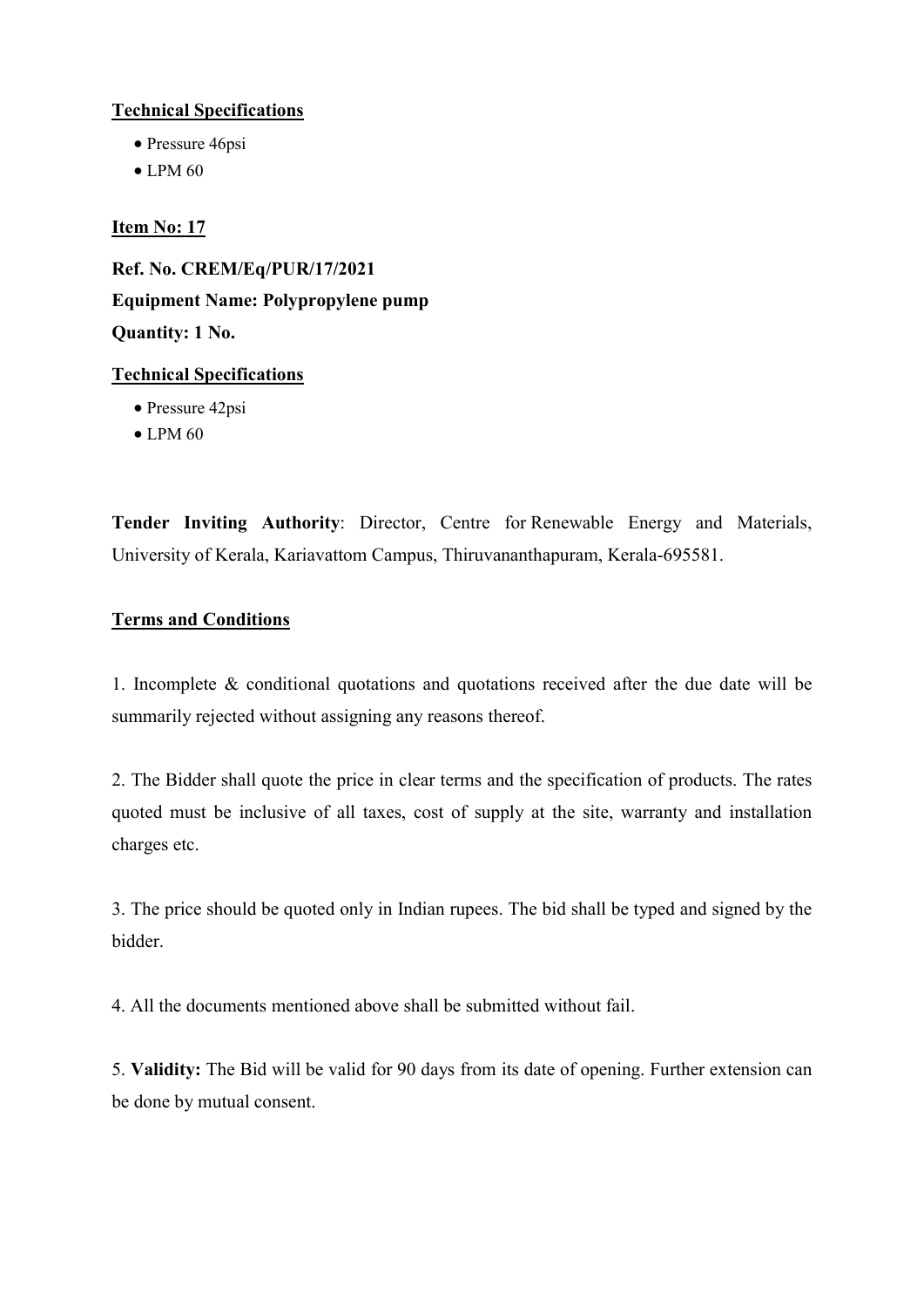**Technical Specifications**

- Pressure 46psi
- LPM 60

**Item No: 17**

**Ref. No. CREM/Eq/PUR/17/2021**

**Equipment Name: Polypropylene pump**

**Quantity: 1 No.**

**Technical Specifications**

- Pressure 42psi
- LPM 60

**Tender Inviting Authority**: Director, Centre for Renewable Energy and Materials, University of Kerala, Kariavattom Campus, Thiruvananthapuram, Kerala-695581.

**Terms and Conditions**

1. Incomplete & conditional quotations and quotations received after the due date will be summarily rejected without assigning any reasons thereof.

2. The Bidder shall quote the price in clear terms and the specification of products. The rates quoted must be inclusive of all taxes, cost of supply at the site, warranty and installation charges etc.

3. The price should be quoted only in Indian rupees. The bid shall be typed and signed by the bidder.

4. All the documents mentioned above shall be submitted without fail.

5. **Validity:** The Bid will be valid for 90 days from its date of opening. Further extension can be done by mutual consent.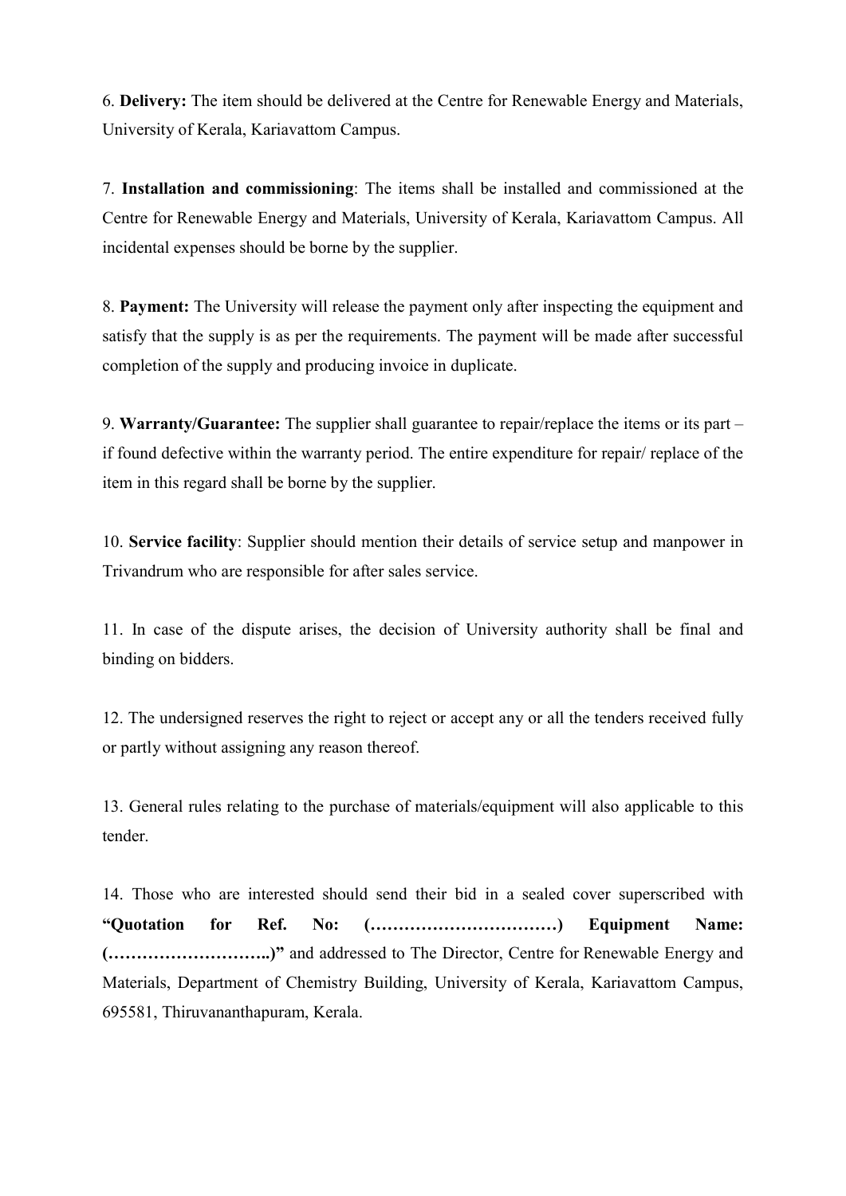6. **Delivery:** The item should be delivered at the Centre for Renewable Energy and Materials, University of Kerala, Kariavattom Campus.

7. **Installation and commissioning**: The items shall be installed and commissioned at the Centre for Renewable Energy and Materials, University of Kerala, Kariavattom Campus. All incidental expenses should be borne by the supplier.

8. **Payment:** The University will release the payment only after inspecting the equipment and satisfy that the supply is as per the requirements. The payment will be made after successful completion of the supply and producing invoice in duplicate.

9. **Warranty/Guarantee:** The supplier shall guarantee to repair/replace the items or its part – if found defective within the warranty period. The entire expenditure for repair/ replace of the item in this regard shall be borne by the supplier.

10. **Service facility**: Supplier should mention their details of service setup and manpower in Trivandrum who are responsible for after sales service.

11. In case of the dispute arises, the decision of University authority shall be final and binding on bidders.

12. The undersigned reserves the right to reject or accept any or all the tenders received fully or partly without assigning any reason thereof.

13. General rules relating to the purchase of materials/equipment will also applicable to this tender.

14. Those who are interested should send their bid in a sealed cover superscribed with **"Quotation for Ref. No: (……………………………) Equipment Name: (………………………..)"** and addressed to The Director, Centre for Renewable Energy and Materials, Department of Chemistry Building, University of Kerala, Kariavattom Campus, 695581, Thiruvananthapuram, Kerala.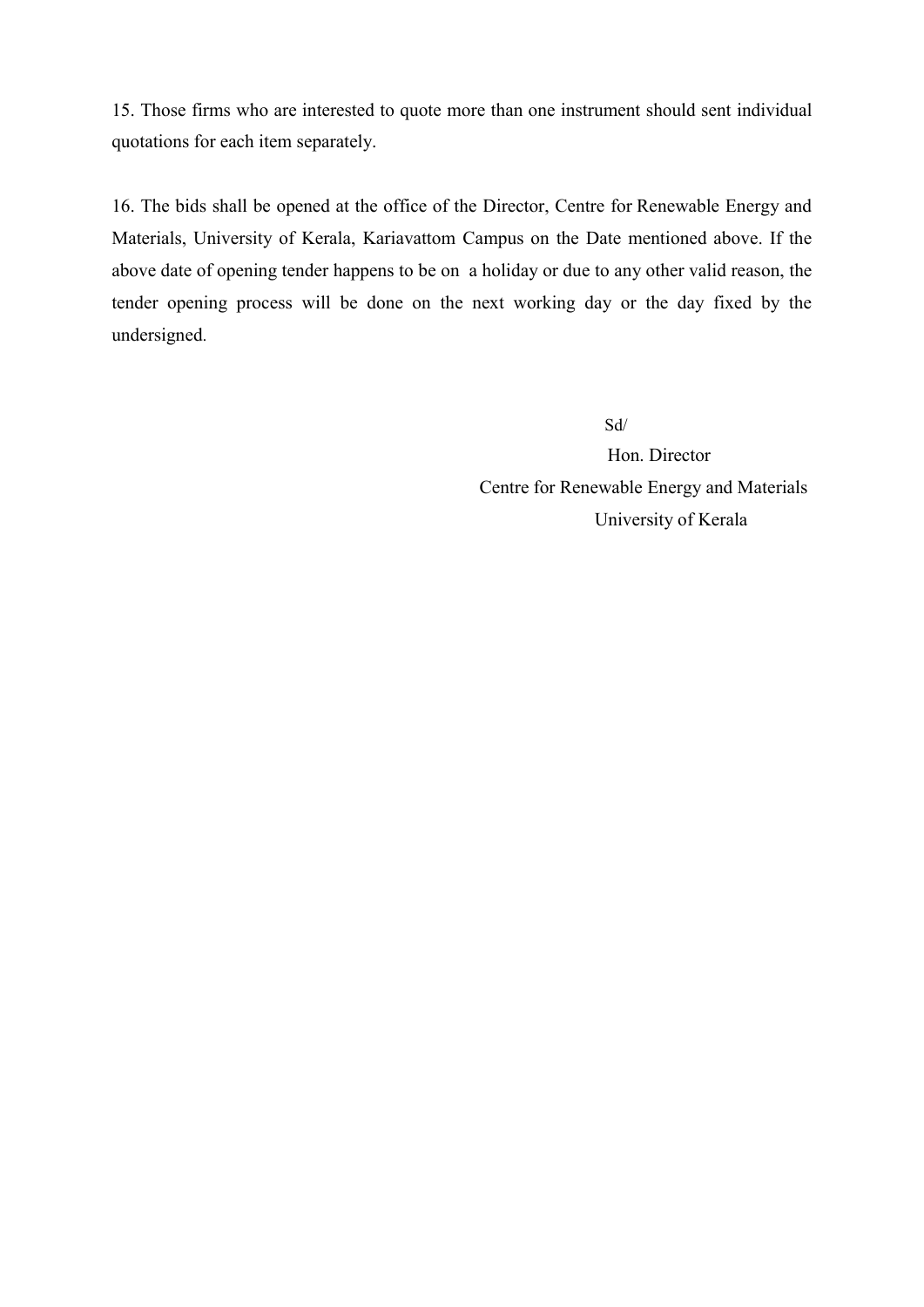15. Those firms who are interested to quote more than one instrument should sent individual quotations for each item separately.

16. The bids shall be opened at the office of the Director, Centre for Renewable Energy and Materials, University of Kerala, Kariavattom Campus on the Date mentioned above. If the above date of opening tender happens to be on a holiday or due to any other valid reason, the tender opening process will be done on the next working day or the day fixed by the undersigned.

Sd/

Hon. Director

Centre for Renewable Energy and Materials

University of Kerala